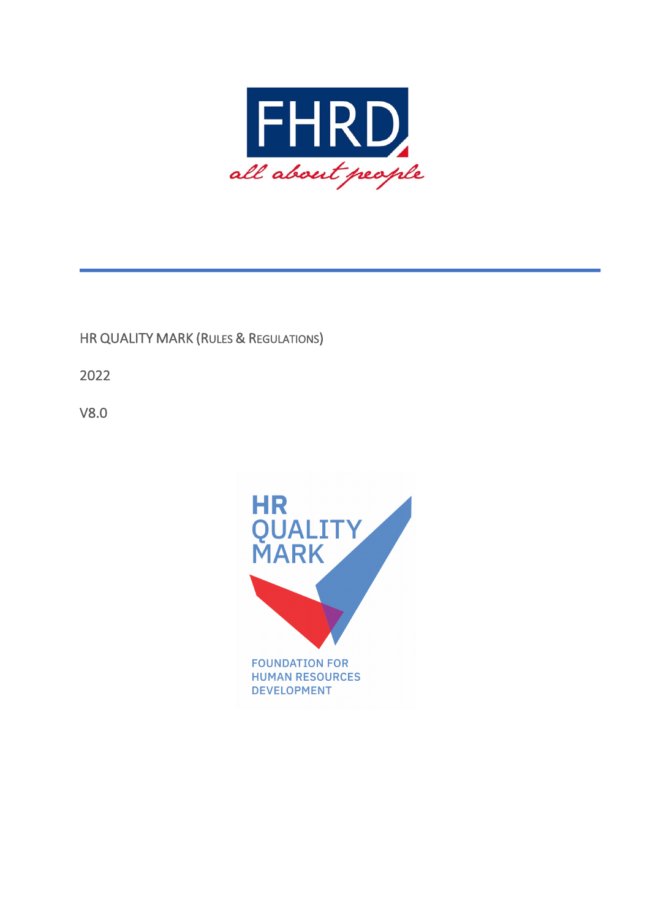FHRD

*all about people*

HR QUALITY MARK (RULES & REGULATIONS)

2022

V8.0

HR QUALITY MARK

FOUNDATION FOR HUMAN RESOURCES DEVELOPMENT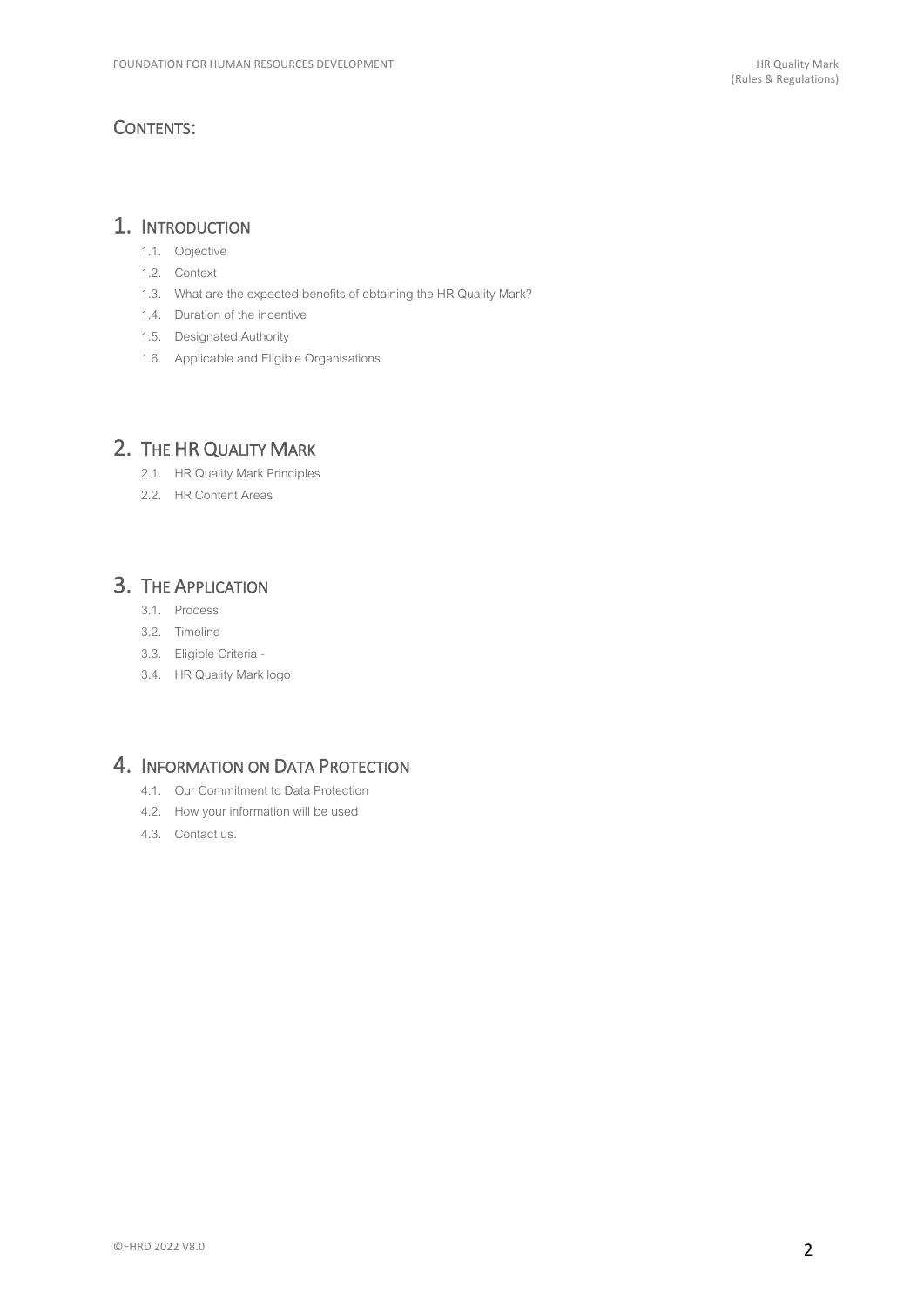## CONTENTS:

# 1. INTRODUCTION

- 1.1. Objective
- 1.2. Context
- 1.3. What are the expected benefits of obtaining the HR Quality Mark?
- 1.4. Duration of the incentive
- 1.5. Designated Authority
- 1.6. Applicable and Eligible Organisations

# 2. THE HR QUALITY MARK

- 2.1. HR Quality Mark Principles
- 2.2. HR Content Areas

# 3. THE APPLICATION

- 3.1. Process
- 3.2. Timeline
- 3.3. Eligible Criteria -
- 3.4. HR Quality Mark logo

# 4. INFORMATION ON DATA PROTECTION

- 4.1. Our Commitment to Data Protection
- 4.2. How your information will be used
- 4.3. Contact us.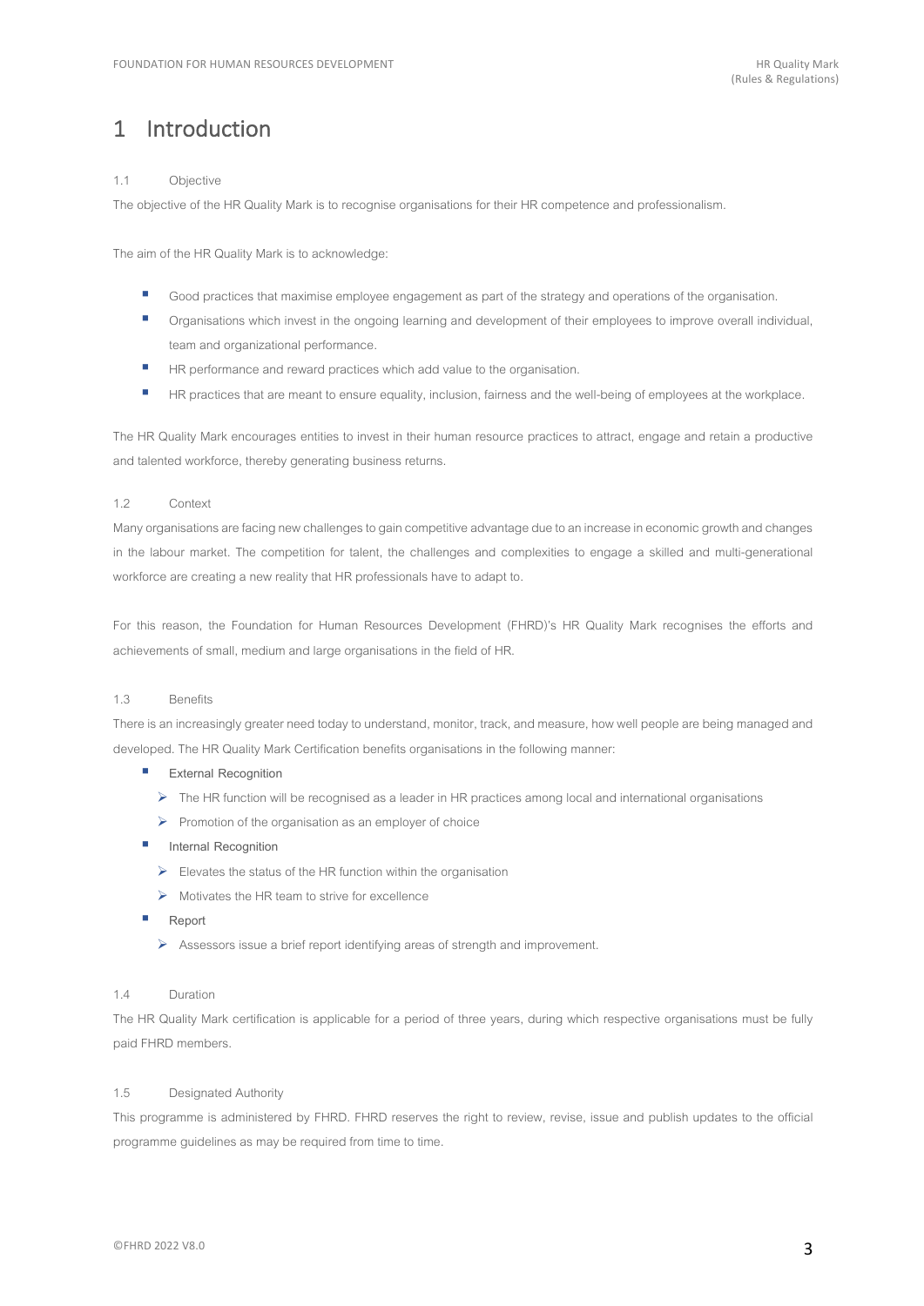# 1 Introduction

### 1.1 Objective

The objective of the HR Quality Mark is to recognise organisations for their HR competence and professionalism.

The aim of the HR Quality Mark is to acknowledge:

- Good practices that maximise employee engagement as part of the strategy and operations of the organisation.
- Organisations which invest in the ongoing learning and development of their employees to improve overall individual, team and organizational performance.
- HR performance and reward practices which add value to the organisation.
- HR practices that are meant to ensure equality, inclusion, fairness and the well-being of employees at the workplace.

The HR Quality Mark encourages entities to invest in their human resource practices to attract, engage and retain a productive and talented workforce, thereby generating business returns.

### 1.2 Context

Many organisations are facing new challenges to gain competitive advantage due to an increase in economic growth and changes in the labour market. The competition for talent, the challenges and complexities to engage a skilled and multi-generational workforce are creating a new reality that HR professionals have to adapt to.

For this reason, the Foundation for Human Resources Development (FHRD)'s HR Quality Mark recognises the efforts and achievements of small, medium and large organisations in the field of HR.

### 1.3 Benefits

There is an increasingly greater need today to understand, monitor, track, and measure, how well people are being managed and developed. The HR Quality Mark Certification benefits organisations in the following manner:

- External Recognition
  - The HR function will be recognised as a leader in HR practices among local and international organisations
  - Promotion of the organisation as an employer of choice
- Internal Recognition
  - Elevates the status of the HR function within the organisation
  - Motivates the HR team to strive for excellence
- Report
  - Assessors issue a brief report identifying areas of strength and improvement.

### 1.4 Duration

The HR Quality Mark certification is applicable for a period of three years, during which respective organisations must be fully paid FHRD members.

### 1.5 Designated Authority

This programme is administered by FHRD. FHRD reserves the right to review, revise, issue and publish updates to the official programme guidelines as may be required from time to time.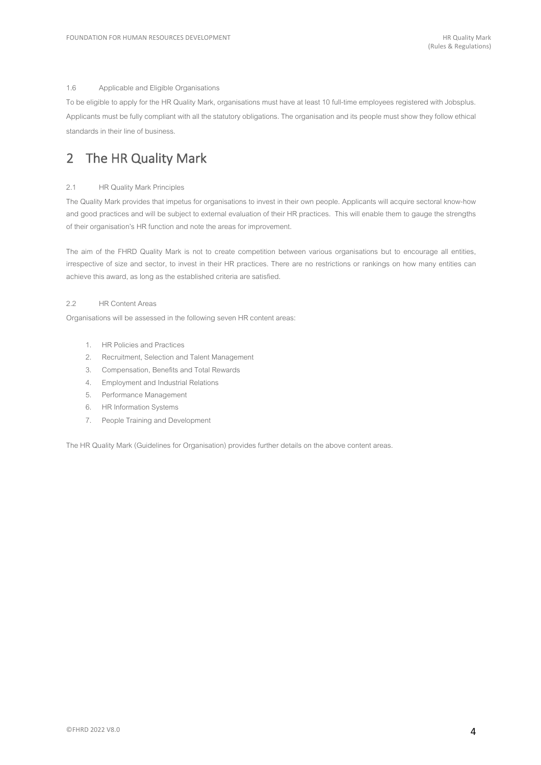### 1.6 Applicable and Eligible Organisations

To be eligible to apply for the HR Quality Mark, organisations must have at least 10 full-time employees registered with Jobsplus. Applicants must be fully compliant with all the statutory obligations. The organisation and its people must show they follow ethical standards in their line of business.

# 2 The HR Quality Mark

### 2.1 HR Quality Mark Principles

The Quality Mark provides that impetus for organisations to invest in their own people. Applicants will acquire sectoral know-how and good practices and will be subject to external evaluation of their HR practices. This will enable them to gauge the strengths of their organisation's HR function and note the areas for improvement.

The aim of the FHRD Quality Mark is not to create competition between various organisations but to encourage all entities, irrespective of size and sector, to invest in their HR practices. There are no restrictions or rankings on how many entities can achieve this award, as long as the established criteria are satisfied.

### 2.2 HR Content Areas

Organisations will be assessed in the following seven HR content areas:

1. HR Policies and Practices
2. Recruitment, Selection and Talent Management
3. Compensation, Benefits and Total Rewards
4. Employment and Industrial Relations
5. Performance Management
6. HR Information Systems
7. People Training and Development

The HR Quality Mark (Guidelines for Organisation) provides further details on the above content areas.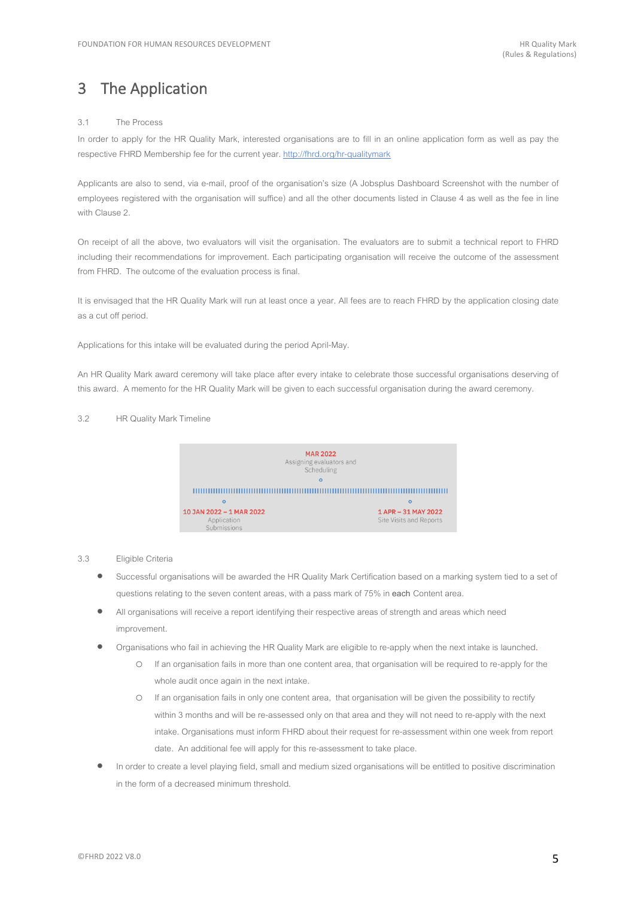# 3 The Application

## 3.1 The Process

In order to apply for the HR Quality Mark, interested organisations are to fill in an online application form as well as pay the respective FHRD Membership fee for the current year. http://fhrd.org/hr-qualitymark

Applicants are also to send, via e-mail, proof of the organisation's size (A Jobsplus Dashboard Screenshot with the number of employees registered with the organisation will suffice) and all the other documents listed in Clause 4 as well as the fee in line with Clause 2.

On receipt of all the above, two evaluators will visit the organisation. The evaluators are to submit a technical report to FHRD including their recommendations for improvement. Each participating organisation will receive the outcome of the assessment from FHRD. The outcome of the evaluation process is final.

It is envisaged that the HR Quality Mark will run at least once a year. All fees are to reach FHRD by the application closing date as a cut off period.

Applications for this intake will be evaluated during the period April-May.

An HR Quality Mark award ceremony will take place after every intake to celebrate those successful organisations deserving of this award. A memento for the HR Quality Mark will be given to each successful organisation during the award ceremony.

## 3.2 HR Quality Mark Timeline

- **10 JAN 2022 – 1 MAR 2022** Application Submissions
- **MAR 2022** Assigning evaluators and Scheduling
- **1 APR – 31 MAY 2022** Site Visits and Reports

## 3.3 Eligible Criteria

- Successful organisations will be awarded the HR Quality Mark Certification based on a marking system tied to a set of questions relating to the seven content areas, with a pass mark of 75% in each Content area.
- All organisations will receive a report identifying their respective areas of strength and areas which need improvement.
- Organisations who fail in achieving the HR Quality Mark are eligible to re-apply when the next intake is launched.
  - If an organisation fails in more than one content area, that organisation will be required to re-apply for the whole audit once again in the next intake.
  - If an organisation fails in only one content area, that organisation will be given the possibility to rectify within 3 months and will be re-assessed only on that area and they will not need to re-apply with the next intake. Organisations must inform FHRD about their request for re-assessment within one week from report date. An additional fee will apply for this re-assessment to take place.
- In order to create a level playing field, small and medium sized organisations will be entitled to positive discrimination in the form of a decreased minimum threshold.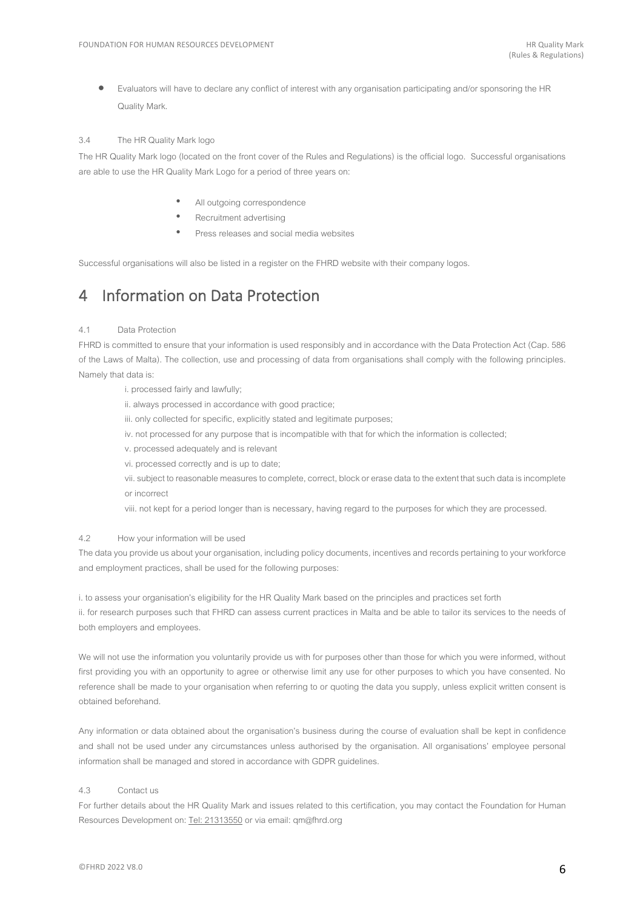- Evaluators will have to declare any conflict of interest with any organisation participating and/or sponsoring the HR Quality Mark.

### 3.4 The HR Quality Mark logo

The HR Quality Mark logo (located on the front cover of the Rules and Regulations) is the official logo. Successful organisations are able to use the HR Quality Mark Logo for a period of three years on:

- All outgoing correspondence
- Recruitment advertising
- Press releases and social media websites

Successful organisations will also be listed in a register on the FHRD website with their company logos.

# 4 Information on Data Protection

### 4.1 Data Protection

FHRD is committed to ensure that your information is used responsibly and in accordance with the Data Protection Act (Cap. 586 of the Laws of Malta). The collection, use and processing of data from organisations shall comply with the following principles. Namely that data is:

i. processed fairly and lawfully;

ii. always processed in accordance with good practice;

iii. only collected for specific, explicitly stated and legitimate purposes;

iv. not processed for any purpose that is incompatible with that for which the information is collected;

v. processed adequately and is relevant

vi. processed correctly and is up to date;

vii. subject to reasonable measures to complete, correct, block or erase data to the extent that such data is incomplete or incorrect

viii. not kept for a period longer than is necessary, having regard to the purposes for which they are processed.

### 4.2 How your information will be used

The data you provide us about your organisation, including policy documents, incentives and records pertaining to your workforce and employment practices, shall be used for the following purposes:

i. to assess your organisation's eligibility for the HR Quality Mark based on the principles and practices set forth

ii. for research purposes such that FHRD can assess current practices in Malta and be able to tailor its services to the needs of both employers and employees.

We will not use the information you voluntarily provide us with for purposes other than those for which you were informed, without first providing you with an opportunity to agree or otherwise limit any use for other purposes to which you have consented. No reference shall be made to your organisation when referring to or quoting the data you supply, unless explicit written consent is obtained beforehand.

Any information or data obtained about the organisation's business during the course of evaluation shall be kept in confidence and shall not be used under any circumstances unless authorised by the organisation. All organisations' employee personal information shall be managed and stored in accordance with GDPR guidelines.

### 4.3 Contact us

For further details about the HR Quality Mark and issues related to this certification, you may contact the Foundation for Human Resources Development on: Tel: 21313550 or via email: qm@fhrd.org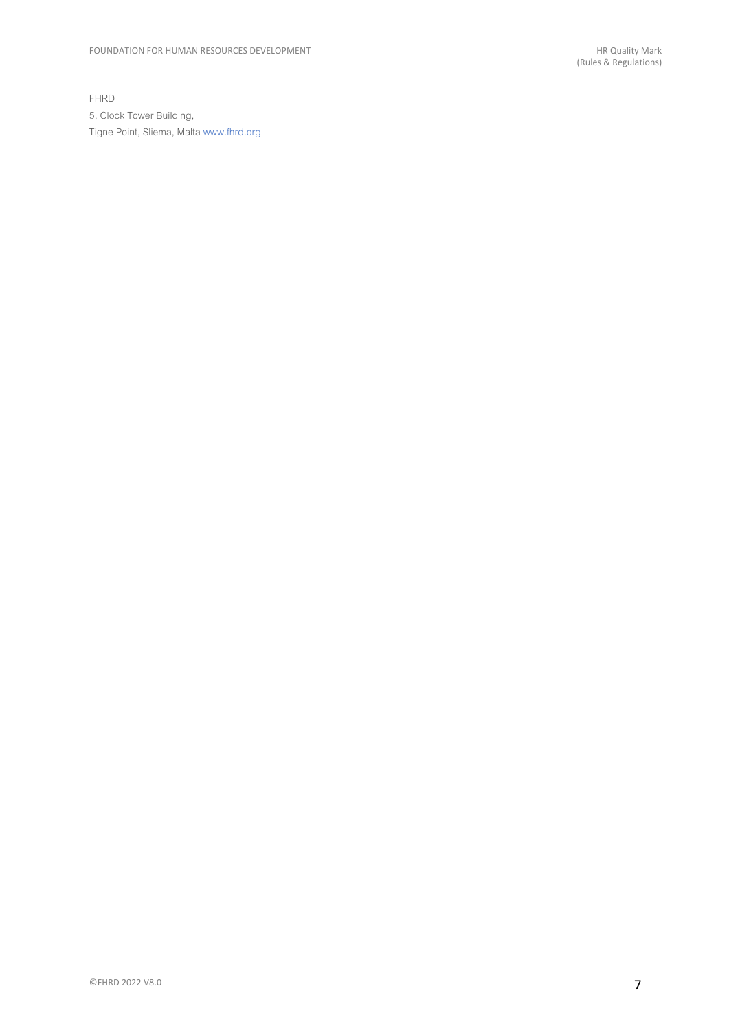FHRD

5, Clock Tower Building,

Tigne Point, Sliema, Malta www.fhrd.org